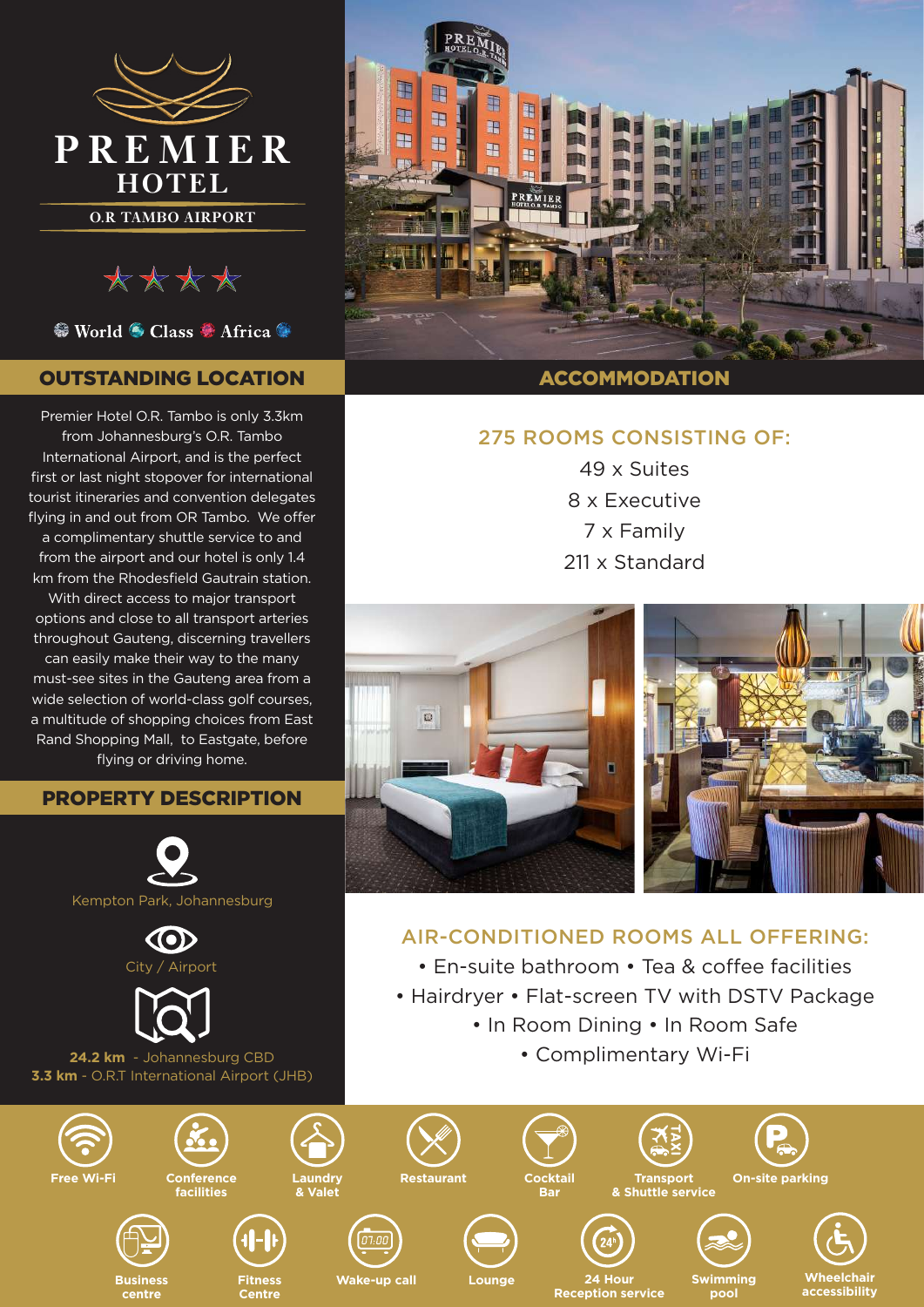# PREMIER HOTEL

O.R TAMBO AIRPORT

★★★★

World Class Africa

## OUTSTANDING LOCATION

Premier Hotel O.R. Tambo is only 3.3km from Johannesburg's O.R. Tambo International Airport, and is the perfect first or last night stopover for international tourist itineraries and convention delegates flying in and out from OR Tambo. We offer a complimentary shuttle service to and from the airport and our hotel is only 1.4 km from the Rhodesfield Gautrain station. With direct access to major transport options and close to all transport arteries throughout Gauteng, discerning travellers can easily make their way to the many must-see sites in the Gauteng area from a wide selection of world-class golf courses, a multitude of shopping choices from East Rand Shopping Mall, to Eastgate, before flying or driving home.

## PROPERTY DESCRIPTION

Kempton Park, Johannesburg

City / Airport

**24.2 km** - Johannesburg CBD

**3.3 km** - O.R.T International Airport (JHB)

## ACCOMMODATION

### 275 ROOMS CONSISTING OF:

49 x Suites

8 x Executive

7 x Family

211 x Standard

### AIR-CONDITIONED ROOMS ALL OFFERING:

- En-suite bathroom
- Tea & coffee facilities
- Hairdryer
- Flat-screen TV with DSTV Package
- In Room Dining
- In Room Safe
- Complimentary Wi-Fi

**Free Wi-Fi** | **Conference facilities** | **Laundry & Valet** | **Restaurant** | **Cocktail Bar** | **Transport & Shuttle service** | **On-site parking** | **Business centre** | **Fitness Centre** | **Wake-up call** | **Lounge** | **24 Hour Reception service** | **Swimming pool** | **Wheelchair accessibility**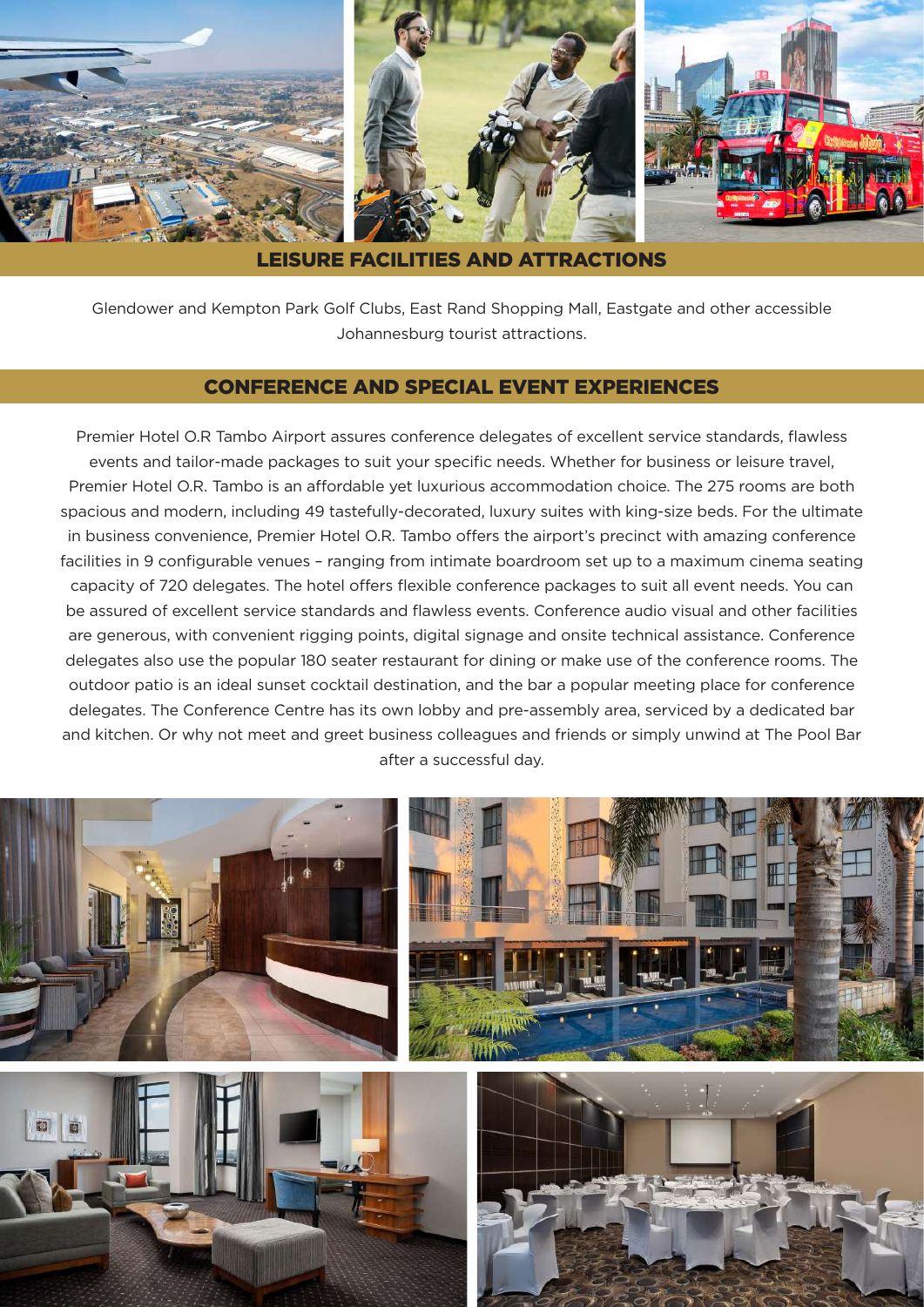## LEISURE FACILITIES AND ATTRACTIONS

Glendower and Kempton Park Golf Clubs, East Rand Shopping Mall, Eastgate and other accessible Johannesburg tourist attractions.

## CONFERENCE AND SPECIAL EVENT EXPERIENCES

Premier Hotel O.R Tambo Airport assures conference delegates of excellent service standards, flawless events and tailor-made packages to suit your specific needs. Whether for business or leisure travel, Premier Hotel O.R. Tambo is an affordable yet luxurious accommodation choice. The 275 rooms are both spacious and modern, including 49 tastefully-decorated, luxury suites with king-size beds. For the ultimate in business convenience, Premier Hotel O.R. Tambo offers the airport's precinct with amazing conference facilities in 9 configurable venues – ranging from intimate boardroom set up to a maximum cinema seating capacity of 720 delegates. The hotel offers flexible conference packages to suit all event needs. You can be assured of excellent service standards and flawless events. Conference audio visual and other facilities are generous, with convenient rigging points, digital signage and onsite technical assistance. Conference delegates also use the popular 180 seater restaurant for dining or make use of the conference rooms. The outdoor patio is an ideal sunset cocktail destination, and the bar a popular meeting place for conference delegates. The Conference Centre has its own lobby and pre-assembly area, serviced by a dedicated bar and kitchen. Or why not meet and greet business colleagues and friends or simply unwind at The Pool Bar after a successful day.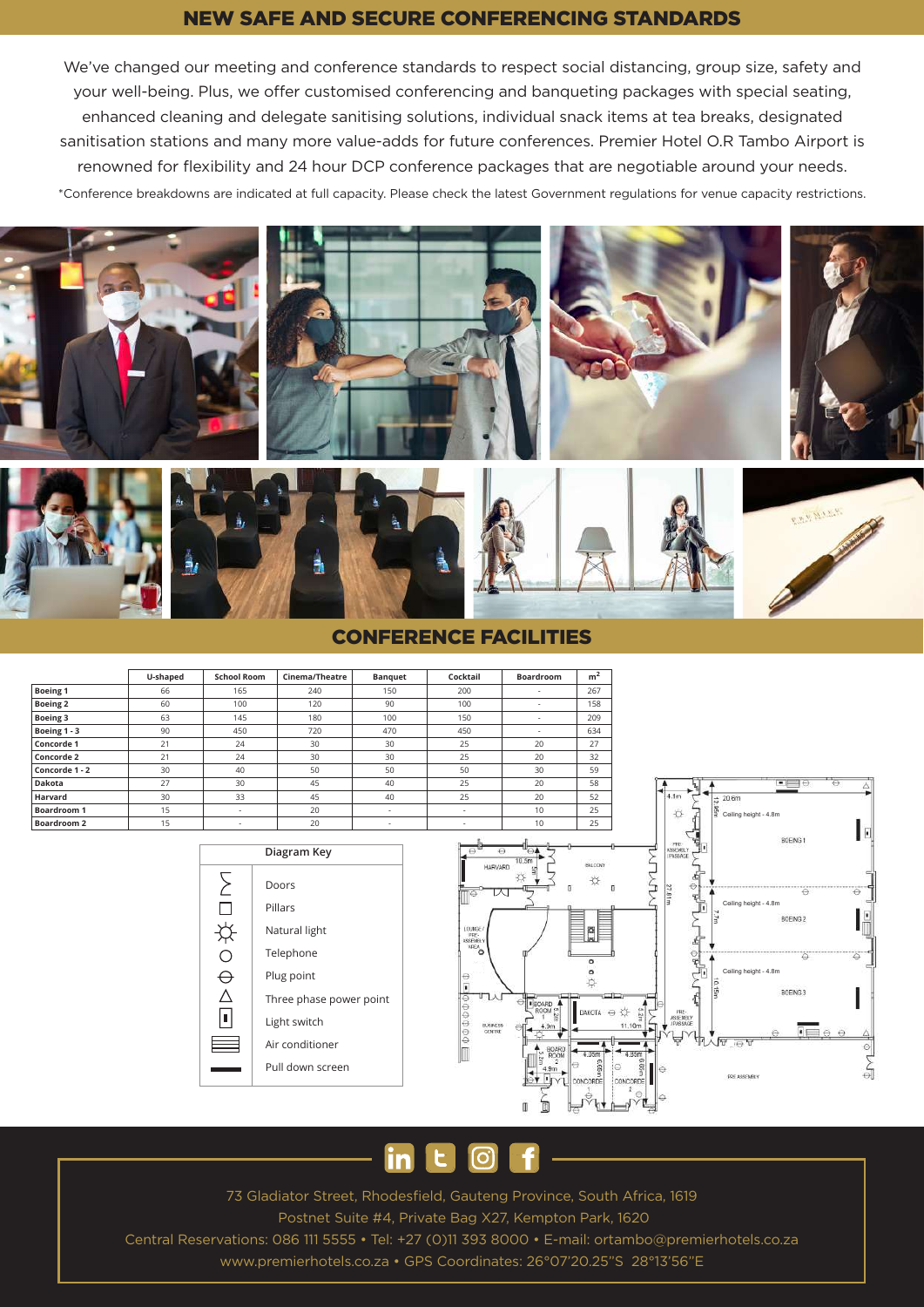## NEW SAFE AND SECURE CONFERENCING STANDARDS

We've changed our meeting and conference standards to respect social distancing, group size, safety and your well-being. Plus, we offer customised conferencing and banqueting packages with special seating, enhanced cleaning and delegate sanitising solutions, individual snack items at tea breaks, designated sanitisation stations and many more value-adds for future conferences. Premier Hotel O.R Tambo Airport is renowned for flexibility and 24 hour DCP conference packages that are negotiable around your needs.

*Conference breakdowns are indicated at full capacity. Please check the latest Government regulations for venue capacity restrictions.

## CONFERENCE FACILITIES

| | U-shaped | School Room | Cinema/Theatre | Banquet | Cocktail | Boardroom | $m^2$ |
|---|---|---|---|---|---|---|---|
| **Boeing 1** | 66 | 165 | 240 | 150 | 200 | - | 267 |
| **Boeing 2** | 60 | 100 | 120 | 90 | 100 | - | 158 |
| **Boeing 3** | 63 | 145 | 180 | 100 | 150 | - | 209 |
| **Boeing 1 - 3** | 90 | 450 | 720 | 470 | 450 | - | 634 |
| **Concorde 1** | 21 | 24 | 30 | 30 | 25 | 20 | 27 |
| **Concorde 2** | 21 | 24 | 30 | 30 | 25 | 20 | 32 |
| **Concorde 1 - 2** | 30 | 40 | 50 | 50 | 50 | 30 | 59 |
| **Dakota** | 27 | 30 | 45 | 40 | 25 | 20 | 58 |
| **Harvard** | 30 | 33 | 45 | 40 | 25 | 20 | 52 |
| **Boardroom 1** | 15 | - | 20 | - | - | 10 | 25 |
| **Boardroom 2** | 15 | - | 20 | - | - | 10 | 25 |

**Diagram Key**

- Doors
- Pillars
- Natural light
- Telephone
- Plug point
- Three phase power point
- Light switch
- Air conditioner
- Pull down screen

HARVARD
BALCONY
LOUNGE / PRE-ASSEMBLY AREA
BUSINESS CENTRE
BOARD ROOM 1
BOARD ROOM 2
DAKOTA
CONCORDE 1
CONCORDE 2
PRE-ASSEMBLY / PASSAGE
BOEING 1
BOEING 2
BOEING 3
PRE ASSEMBLY
Ceiling height - 4.8m
20.6m
12.95m
27.81m
7.7m
10.15m
10.3m
4.1m
4.9m
11.10m
4.35m
6.05m

73 Gladiator Street, Rhodesfield, Gauteng Province, South Africa, 1619
Postnet Suite #4, Private Bag X27, Kempton Park, 1620
Central Reservations: 086 111 5555 • Tel: +27 (0)11 393 8000 • E-mail: ortambo@premierhotels.co.za
www.premierhotels.co.za • GPS Coordinates: 26°07'20.25"S 28°13'56"E